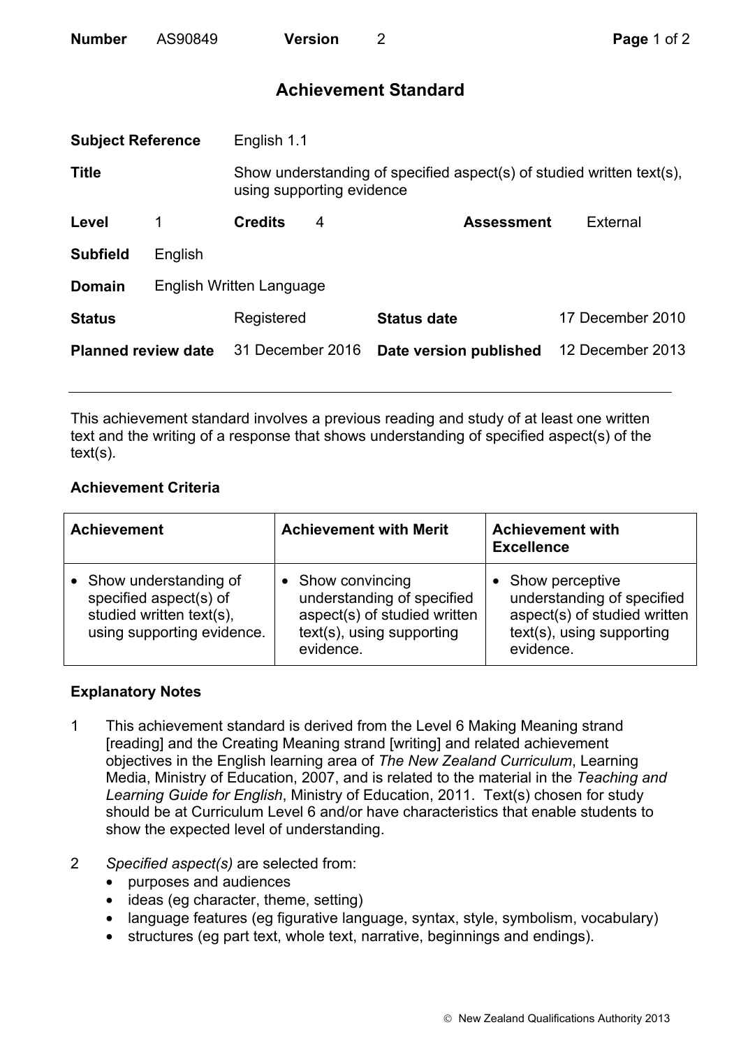# Achievement Standard

| | | | | | |
|---|---|---|---|---|---|
| **Subject Reference** | English 1.1 | | | | |
| **Title** | Show understanding of specified aspect(s) of studied written text(s), using supporting evidence | | | | |
| **Level** | 1 | **Credits** | 4 | **Assessment** | External |
| **Subfield** | English | | | | |
| **Domain** | English Written Language | | | | |
| **Status** | Registered | **Status date** | 17 December 2010 | | |
| **Planned review date** | 31 December 2016 | **Date version published** | 12 December 2013 | | |

This achievement standard involves a previous reading and study of at least one written text and the writing of a response that shows understanding of specified aspect(s) of the text(s).

## Achievement Criteria

| Achievement | Achievement with Merit | Achievement with Excellence |
|---|---|---|
| • Show understanding of specified aspect(s) of studied written text(s), using supporting evidence. | • Show convincing understanding of specified aspect(s) of studied written text(s), using supporting evidence. | • Show perceptive understanding of specified aspect(s) of studied written text(s), using supporting evidence. |

## Explanatory Notes

1. This achievement standard is derived from the Level 6 Making Meaning strand [reading] and the Creating Meaning strand [writing] and related achievement objectives in the English learning area of *The New Zealand Curriculum*, Learning Media, Ministry of Education, 2007, and is related to the material in the *Teaching and Learning Guide for English*, Ministry of Education, 2011. Text(s) chosen for study should be at Curriculum Level 6 and/or have characteristics that enable students to show the expected level of understanding.

2. *Specified aspect(s)* are selected from:
   - purposes and audiences
   - ideas (eg character, theme, setting)
   - language features (eg figurative language, syntax, style, symbolism, vocabulary)
   - structures (eg part text, whole text, narrative, beginnings and endings).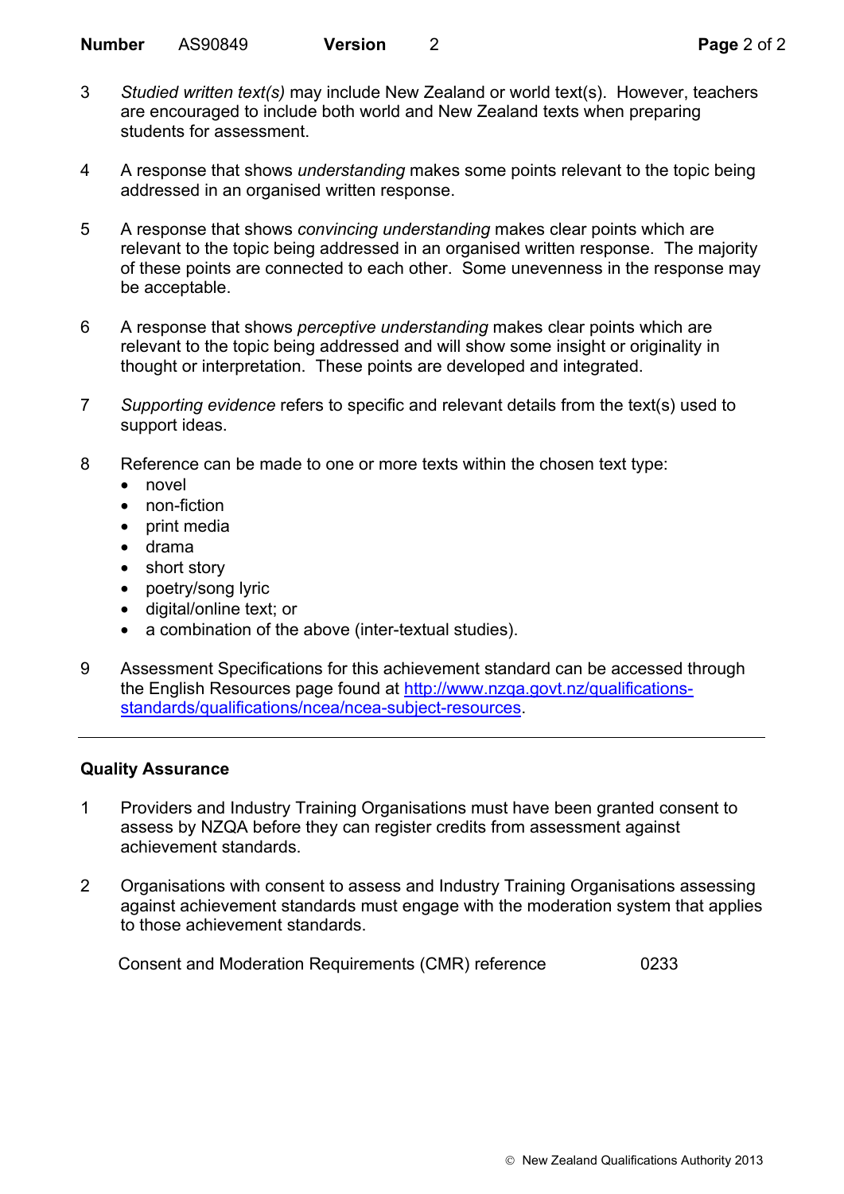3 *Studied written text(s)* may include New Zealand or world text(s). However, teachers are encouraged to include both world and New Zealand texts when preparing students for assessment.

4 A response that shows *understanding* makes some points relevant to the topic being addressed in an organised written response.

5 A response that shows *convincing understanding* makes clear points which are relevant to the topic being addressed in an organised written response. The majority of these points are connected to each other. Some unevenness in the response may be acceptable.

6 A response that shows *perceptive understanding* makes clear points which are relevant to the topic being addressed and will show some insight or originality in thought or interpretation. These points are developed and integrated.

7 *Supporting evidence* refers to specific and relevant details from the text(s) used to support ideas.

8 Reference can be made to one or more texts within the chosen text type:
- novel
- non-fiction
- print media
- drama
- short story
- poetry/song lyric
- digital/online text; or
- a combination of the above (inter-textual studies).

9 Assessment Specifications for this achievement standard can be accessed through the English Resources page found at [http://www.nzqa.govt.nz/qualifications-standards/qualifications/ncea/ncea-subject-resources](http://www.nzqa.govt.nz/qualifications-standards/qualifications/ncea/ncea-subject-resources).

---

## Quality Assurance

1 Providers and Industry Training Organisations must have been granted consent to assess by NZQA before they can register credits from assessment against achievement standards.

2 Organisations with consent to assess and Industry Training Organisations assessing against achievement standards must engage with the moderation system that applies to those achievement standards.

Consent and Moderation Requirements (CMR) reference 0233